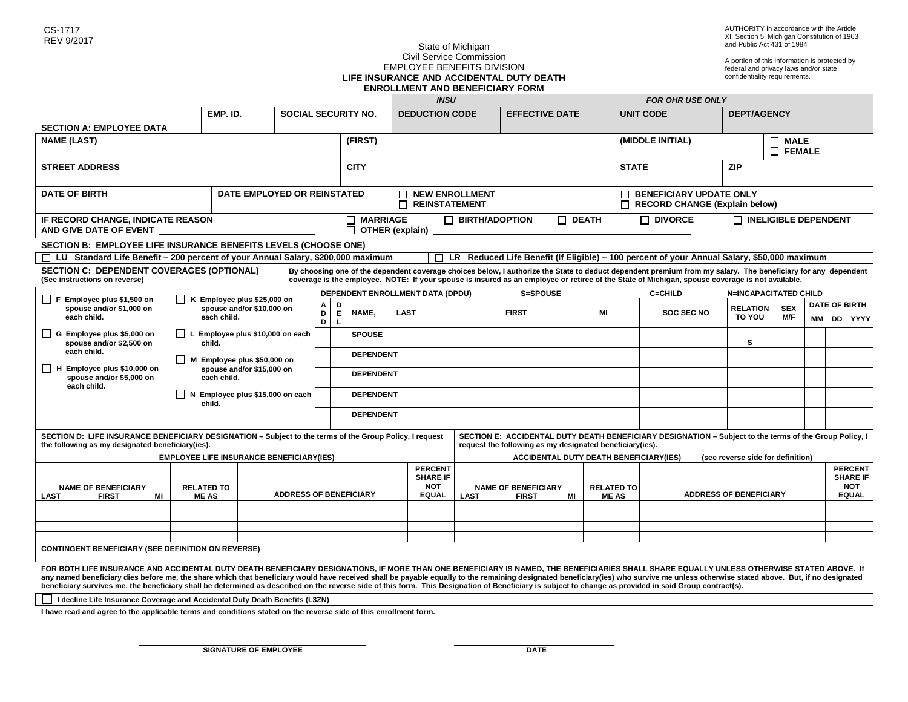CS-1717
REV 9/2017

AUTHORITY in accordance with the Article XI, Section 5, Michigan Constitution of 1963 and Public Act 431 of 1984

A portion of this information is protected by federal and privacy laws and/or state confidentiality requirements.

State of Michigan
Civil Service Commission
EMPLOYEE BENEFITS DIVISION

**LIFE INSURANCE AND ACCIDENTAL DUTY DEATH ENROLLMENT AND BENEFICIARY FORM**

| | | | *INSU* | | *FOR OHR USE ONLY* | |
|---|---|---|---|---|---|---|
| **SECTION A: EMPLOYEE DATA** | **EMP. ID.** | **SOCIAL SECURITY NO.** | **DEDUCTION CODE** | **EFFECTIVE DATE** | **UNIT CODE** | **DEPT/AGENCY** |

| **NAME (LAST)** | **(FIRST)** | **(MIDDLE INITIAL)** | ☐ **MALE** ☐ **FEMALE** |
|---|---|---|---|
| **STREET ADDRESS** | **CITY** | **STATE** | **ZIP** |

| **DATE OF BIRTH** | **DATE EMPLOYED OR REINSTATED** | ☐ **NEW ENROLLMENT** ☐ **REINSTATEMENT** | ☐ **BENEFICIARY UPDATE ONLY** ☐ **RECORD CHANGE (Explain below)** |
|---|---|---|---|

**IF RECORD CHANGE, INDICATE REASON AND GIVE DATE OF EVENT** ______________ ☐ **MARRIAGE** ☐ **BIRTH/ADOPTION** ☐ **DEATH** ☐ **DIVORCE** ☐ **INELIGIBLE DEPENDENT** ☐ **OTHER (explain)** ______________

**SECTION B: EMPLOYEE LIFE INSURANCE BENEFITS LEVELS (CHOOSE ONE)**

☐ **LU Standard Life Benefit – 200 percent of your Annual Salary, $200,000 maximum**
☐ **LR Reduced Life Benefit (If Eligible) – 100 percent of your Annual Salary, $50,000 maximum**

**SECTION C: DEPENDENT COVERAGES (OPTIONAL)**
**(See instructions on reverse)**

**By choosing one of the dependent coverage choices below, I authorize the State to deduct dependent premium from my salary. The beneficiary for any dependent coverage is the employee. NOTE: If your spouse is insured as an employee or retiree of the State of Michigan, spouse coverage is not available.**

- ☐ **F** Employee plus $1,500 on spouse and/or $1,000 on each child.
- ☐ **G** Employee plus $5,000 on spouse and/or $2,500 on each child.
- ☐ **H** Employee plus $10,000 on spouse and/or $5,000 on each child.
- ☐ **K** Employee plus $25,000 on spouse and/or $10,000 on each child.
- ☐ **L** Employee plus $10,000 on each child.
- ☐ **M** Employee plus $50,000 on spouse and/or $15,000 on each child.
- ☐ **N** Employee plus $15,000 on each child.

**DEPENDENT ENROLLMENT DATA (DPDU)** S=SPOUSE C=CHILD N=INCAPACITATED CHILD

| ADD | DEL | NAME, LAST | FIRST | MI | SOC SEC NO | RELATION TO YOU | SEX M/F | DATE OF BIRTH MM | DD | YYYY |
|---|---|---|---|---|---|---|---|---|---|---|
| | | SPOUSE | | | | S | | | | |
| | | DEPENDENT | | | | | | | | |
| | | DEPENDENT | | | | | | | | |
| | | DEPENDENT | | | | | | | | |
| | | DEPENDENT | | | | | | | | |

**SECTION D: LIFE INSURANCE BENEFICIARY DESIGNATION – Subject to the terms of the Group Policy, I request the following as my designated beneficiary(ies).**

**EMPLOYEE LIFE INSURANCE BENEFICIARY(IES)**

| NAME OF BENEFICIARY LAST FIRST MI | RELATED TO ME AS | ADDRESS OF BENEFICIARY | PERCENT SHARE IF NOT EQUAL |
|---|---|---|---|
| | | | |
| | | | |
| | | | |
| | | | |

**SECTION E: ACCIDENTAL DUTY DEATH BENEFICIARY DESIGNATION – Subject to the terms of the Group Policy, I request the following as my designated beneficiary(ies).**

**ACCIDENTAL DUTY DEATH BENEFICIARY(IES)** (see reverse side for definition)

| NAME OF BENEFICIARY LAST FIRST MI | RELATED TO ME AS | ADDRESS OF BENEFICIARY | PERCENT SHARE IF NOT EQUAL |
|---|---|---|---|
| | | | |
| | | | |
| | | | |
| | | | |

**CONTINGENT BENEFICIARY (SEE DEFINITION ON REVERSE)**

**FOR BOTH LIFE INSURANCE AND ACCIDENTAL DUTY DEATH BENEFICIARY DESIGNATIONS, IF MORE THAN ONE BENEFICIARY IS NAMED, THE BENEFICIARIES SHALL SHARE EQUALLY UNLESS OTHERWISE STATED ABOVE. If any named beneficiary dies before me, the share which that beneficiary would have received shall be payable equally to the remaining designated beneficiary(ies) who survive me unless otherwise stated above. But, if no designated beneficiary survives me, the beneficiary shall be determined as described on the reverse side of this form. This Designation of Beneficiary is subject to change as provided in said Group contract(s).**

☐ **I decline Life Insurance Coverage and Accidental Duty Death Benefits (L3ZN)**

**I have read and agree to the applicable terms and conditions stated on the reverse side of this enrollment form.**

______________________________ ______________________________
**SIGNATURE OF EMPLOYEE** **DATE**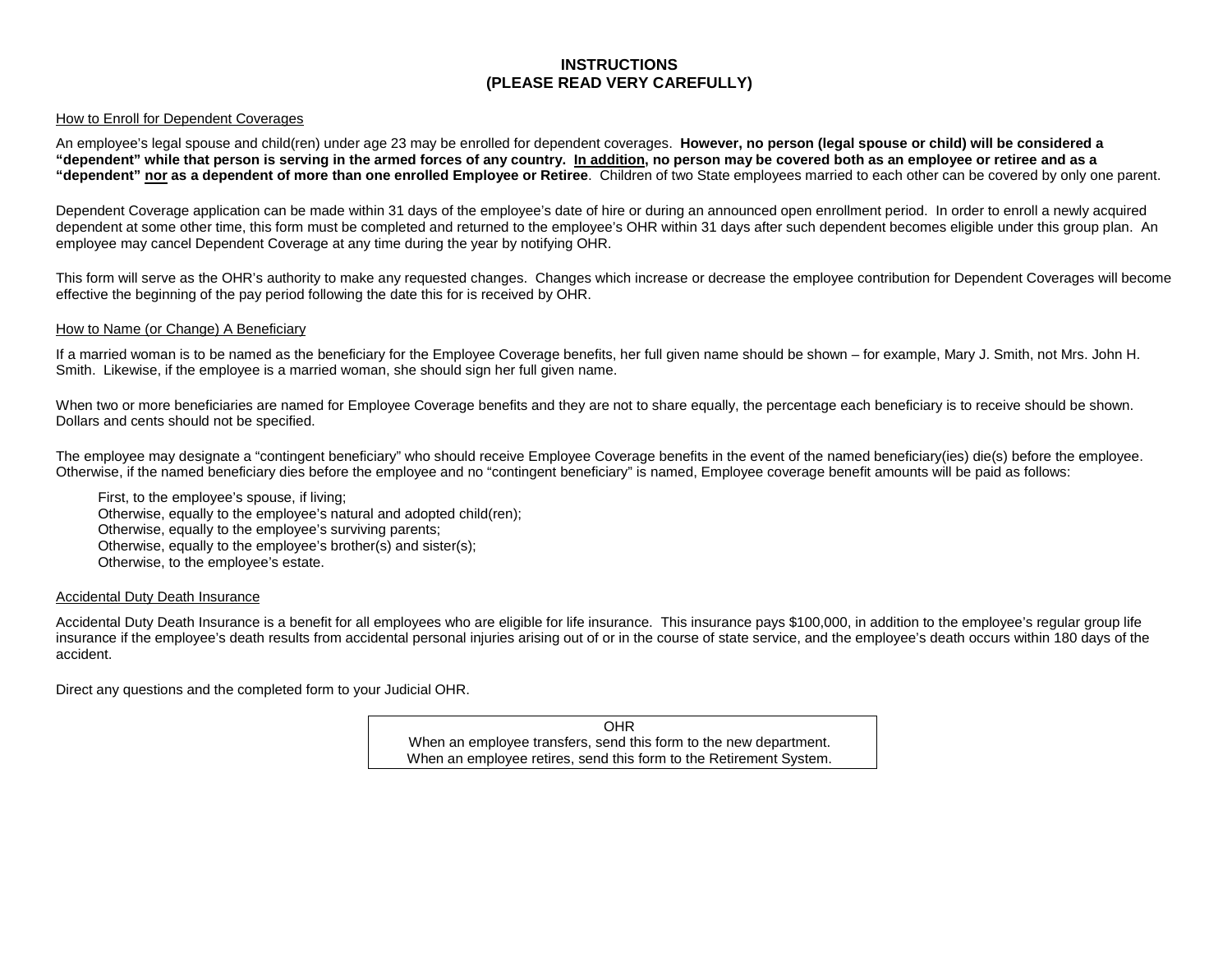# INSTRUCTIONS
## (PLEASE READ VERY CAREFULLY)

How to Enroll for Dependent Coverages

An employee's legal spouse and child(ren) under age 23 may be enrolled for dependent coverages. **However, no person (legal spouse or child) will be considered a "dependent" while that person is serving in the armed forces of any country. In addition, no person may be covered both as an employee or retiree and as a "dependent" nor as a dependent of more than one enrolled Employee or Retiree**. Children of two State employees married to each other can be covered by only one parent.

Dependent Coverage application can be made within 31 days of the employee's date of hire or during an announced open enrollment period. In order to enroll a newly acquired dependent at some other time, this form must be completed and returned to the employee's OHR within 31 days after such dependent becomes eligible under this group plan. An employee may cancel Dependent Coverage at any time during the year by notifying OHR.

This form will serve as the OHR's authority to make any requested changes. Changes which increase or decrease the employee contribution for Dependent Coverages will become effective the beginning of the pay period following the date this for is received by OHR.

How to Name (or Change) A Beneficiary

If a married woman is to be named as the beneficiary for the Employee Coverage benefits, her full given name should be shown – for example, Mary J. Smith, not Mrs. John H. Smith. Likewise, if the employee is a married woman, she should sign her full given name.

When two or more beneficiaries are named for Employee Coverage benefits and they are not to share equally, the percentage each beneficiary is to receive should be shown. Dollars and cents should not be specified.

The employee may designate a "contingent beneficiary" who should receive Employee Coverage benefits in the event of the named beneficiary(ies) die(s) before the employee. Otherwise, if the named beneficiary dies before the employee and no "contingent beneficiary" is named, Employee coverage benefit amounts will be paid as follows:

First, to the employee's spouse, if living;
Otherwise, equally to the employee's natural and adopted child(ren);
Otherwise, equally to the employee's surviving parents;
Otherwise, equally to the employee's brother(s) and sister(s);
Otherwise, to the employee's estate.

Accidental Duty Death Insurance

Accidental Duty Death Insurance is a benefit for all employees who are eligible for life insurance. This insurance pays $100,000, in addition to the employee's regular group life insurance if the employee's death results from accidental personal injuries arising out of or in the course of state service, and the employee's death occurs within 180 days of the accident.

Direct any questions and the completed form to your Judicial OHR.

OHR
When an employee transfers, send this form to the new department.
When an employee retires, send this form to the Retirement System.